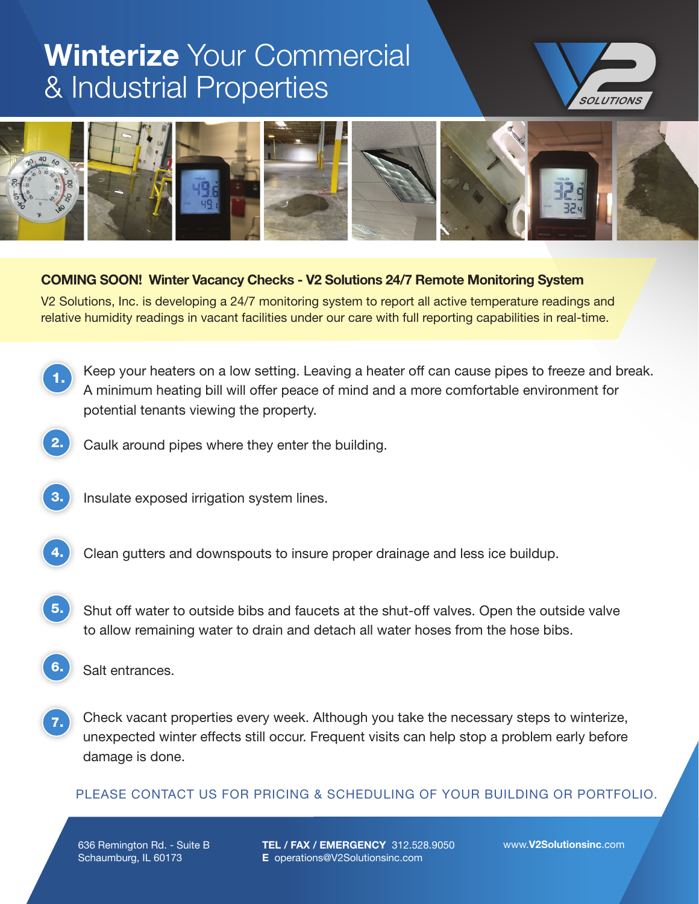# **Winterize** Your Commercial & Industrial Properties

V2 SOLUTIONS

**COMING SOON! Winter Vacancy Checks - V2 Solutions 24/7 Remote Monitoring System**

V2 Solutions, Inc. is developing a 24/7 monitoring system to report all active temperature readings and relative humidity readings in vacant facilities under our care with full reporting capabilities in real-time.

1. Keep your heaters on a low setting. Leaving a heater off can cause pipes to freeze and break. A minimum heating bill will offer peace of mind and a more comfortable environment for potential tenants viewing the property.
2. Caulk around pipes where they enter the building.
3. Insulate exposed irrigation system lines.
4. Clean gutters and downspouts to insure proper drainage and less ice buildup.
5. Shut off water to outside bibs and faucets at the shut-off valves. Open the outside valve to allow remaining water to drain and detach all water hoses from the hose bibs.
6. Salt entrances.
7. Check vacant properties every week. Although you take the necessary steps to winterize, unexpected winter effects still occur. Frequent visits can help stop a problem early before damage is done.

PLEASE CONTACT US FOR PRICING & SCHEDULING OF YOUR BUILDING OR PORTFOLIO.

636 Remington Rd. - Suite B
Schaumburg, IL 60173

**TEL / FAX / EMERGENCY** 312.528.9050
**E** operations@V2Solutionsinc.com

www.**V2Solutionsinc**.com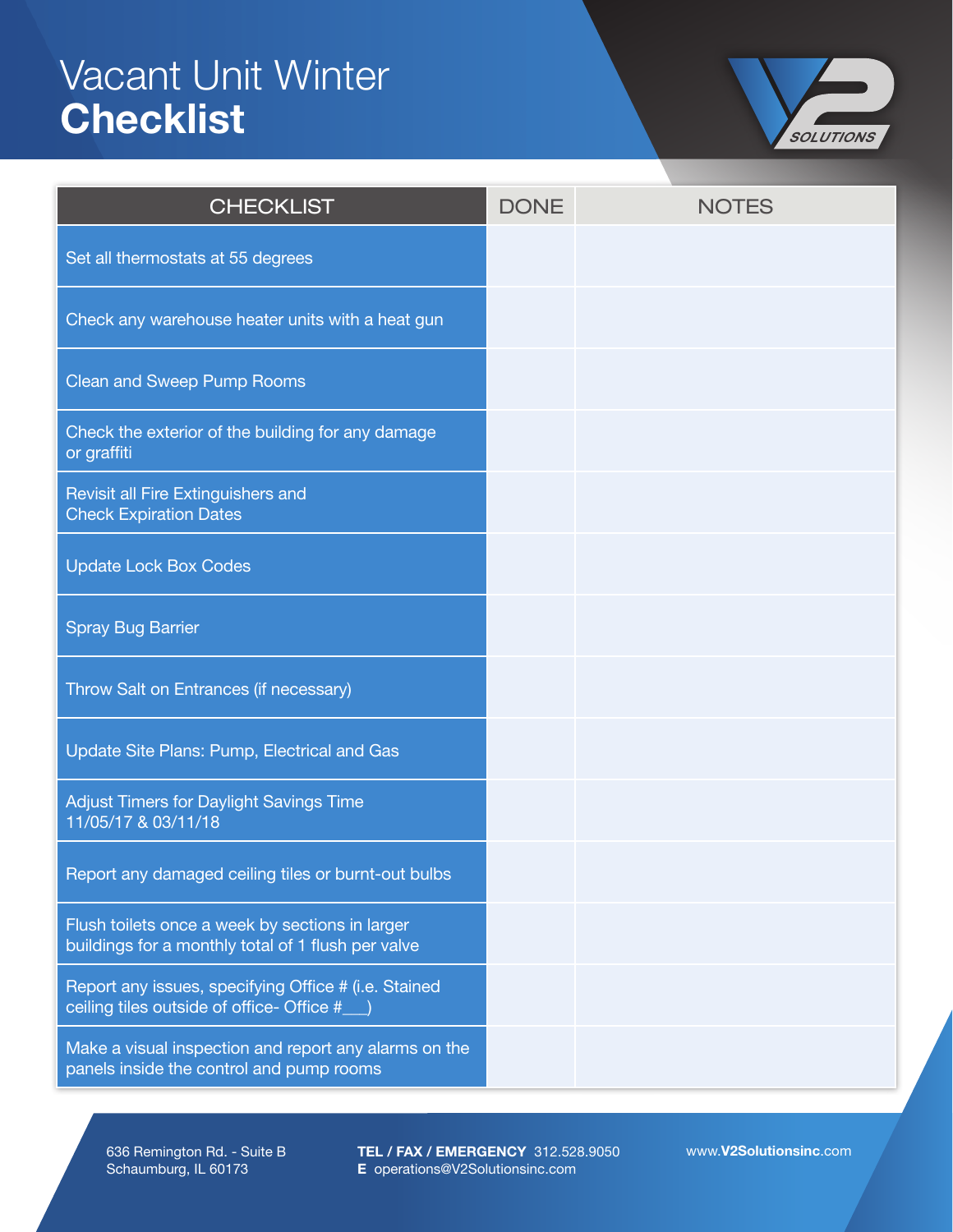# Vacant Unit Winter **Checklist**

SOLUTIONS

| CHECKLIST | DONE | NOTES |
|---|---|---|
| Set all thermostats at 55 degrees | | |
| Check any warehouse heater units with a heat gun | | |
| Clean and Sweep Pump Rooms | | |
| Check the exterior of the building for any damage or graffiti | | |
| Revisit all Fire Extinguishers and Check Expiration Dates | | |
| Update Lock Box Codes | | |
| Spray Bug Barrier | | |
| Throw Salt on Entrances (if necessary) | | |
| Update Site Plans: Pump, Electrical and Gas | | |
| Adjust Timers for Daylight Savings Time 11/05/17 & 03/11/18 | | |
| Report any damaged ceiling tiles or burnt-out bulbs | | |
| Flush toilets once a week by sections in larger buildings for a monthly total of 1 flush per valve | | |
| Report any issues, specifying Office # (i.e. Stained ceiling tiles outside of office- Office #___) | | |
| Make a visual inspection and report any alarms on the panels inside the control and pump rooms | | |

636 Remington Rd. - Suite B
Schaumburg, IL 60173

**TEL / FAX / EMERGENCY** 312.528.9050
**E** operations@V2Solutionsinc.com

www.**V2Solutionsinc**.com